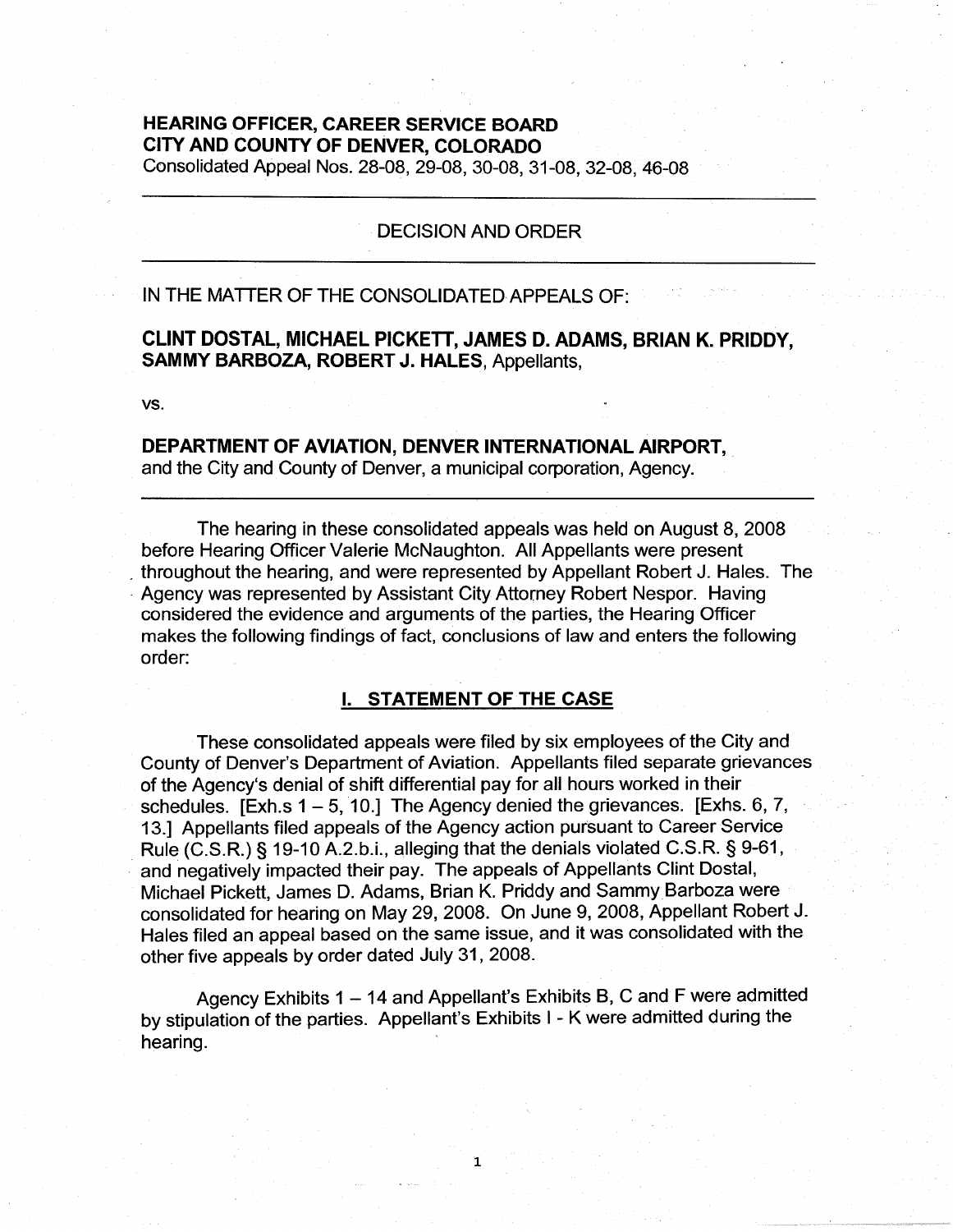**HEARING OFFICER, CAREER SERVICE BOARD**
**CITY AND COUNTY OF DENVER, COLORADO**
Consolidated Appeal Nos. 28-08, 29-08, 30-08, 31-08, 32-08, 46-08

---

DECISION AND ORDER

---

IN THE MATTER OF THE CONSOLIDATED APPEALS OF:

**CLINT DOSTAL, MICHAEL PICKETT, JAMES D. ADAMS, BRIAN K. PRIDDY, SAMMY BARBOZA, ROBERT J. HALES**, Appellants,

vs.

**DEPARTMENT OF AVIATION, DENVER INTERNATIONAL AIRPORT,** and the City and County of Denver, a municipal corporation, Agency.

---

The hearing in these consolidated appeals was held on August 8, 2008 before Hearing Officer Valerie McNaughton. All Appellants were present throughout the hearing, and were represented by Appellant Robert J. Hales. The Agency was represented by Assistant City Attorney Robert Nespor. Having considered the evidence and arguments of the parties, the Hearing Officer makes the following findings of fact, conclusions of law and enters the following order:

## I. STATEMENT OF THE CASE

These consolidated appeals were filed by six employees of the City and County of Denver's Department of Aviation. Appellants filed separate grievances of the Agency's denial of shift differential pay for all hours worked in their schedules. [Exh.s 1 – 5, 10.] The Agency denied the grievances. [Exhs. 6, 7, 13.] Appellants filed appeals of the Agency action pursuant to Career Service Rule (C.S.R.) § 19-10 A.2.b.i., alleging that the denials violated C.S.R. § 9-61, and negatively impacted their pay. The appeals of Appellants Clint Dostal, Michael Pickett, James D. Adams, Brian K. Priddy and Sammy Barboza were consolidated for hearing on May 29, 2008. On June 9, 2008, Appellant Robert J. Hales filed an appeal based on the same issue, and it was consolidated with the other five appeals by order dated July 31, 2008.

Agency Exhibits 1 – 14 and Appellant's Exhibits B, C and F were admitted by stipulation of the parties. Appellant's Exhibits I - K were admitted during the hearing.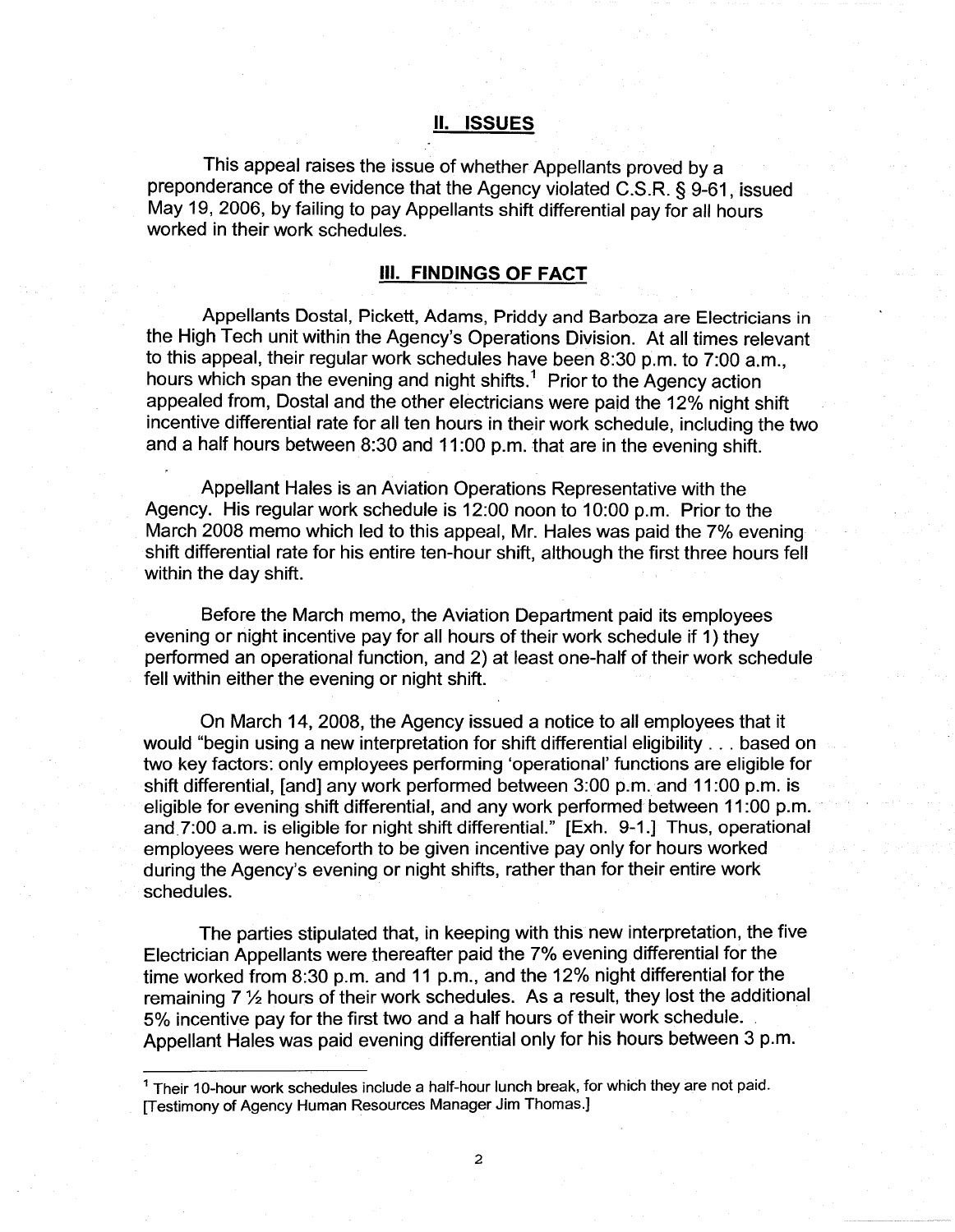## II. ISSUES

This appeal raises the issue of whether Appellants proved by a preponderance of the evidence that the Agency violated C.S.R. § 9-61, issued May 19, 2006, by failing to pay Appellants shift differential pay for all hours worked in their work schedules.

## III. FINDINGS OF FACT

Appellants Dostal, Pickett, Adams, Priddy and Barboza are Electricians in the High Tech unit within the Agency's Operations Division. At all times relevant to this appeal, their regular work schedules have been 8:30 p.m. to 7:00 a.m., hours which span the evening and night shifts.[1] Prior to the Agency action appealed from, Dostal and the other electricians were paid the 12% night shift incentive differential rate for all ten hours in their work schedule, including the two and a half hours between 8:30 and 11:00 p.m. that are in the evening shift.

Appellant Hales is an Aviation Operations Representative with the Agency. His regular work schedule is 12:00 noon to 10:00 p.m. Prior to the March 2008 memo which led to this appeal, Mr. Hales was paid the 7% evening shift differential rate for his entire ten-hour shift, although the first three hours fell within the day shift.

Before the March memo, the Aviation Department paid its employees evening or night incentive pay for all hours of their work schedule if 1) they performed an operational function, and 2) at least one-half of their work schedule fell within either the evening or night shift.

On March 14, 2008, the Agency issued a notice to all employees that it would "begin using a new interpretation for shift differential eligibility . . . based on two key factors: only employees performing 'operational' functions are eligible for shift differential, [and] any work performed between 3:00 p.m. and 11:00 p.m. is eligible for evening shift differential, and any work performed between 11:00 p.m. and 7:00 a.m. is eligible for night shift differential." [Exh. 9-1.] Thus, operational employees were henceforth to be given incentive pay only for hours worked during the Agency's evening or night shifts, rather than for their entire work schedules.

The parties stipulated that, in keeping with this new interpretation, the five Electrician Appellants were thereafter paid the 7% evening differential for the time worked from 8:30 p.m. and 11 p.m., and the 12% night differential for the remaining 7 ½ hours of their work schedules. As a result, they lost the additional 5% incentive pay for the first two and a half hours of their work schedule. Appellant Hales was paid evening differential only for his hours between 3 p.m.

[1] Their 10-hour work schedules include a half-hour lunch break, for which they are not paid. [Testimony of Agency Human Resources Manager Jim Thomas.]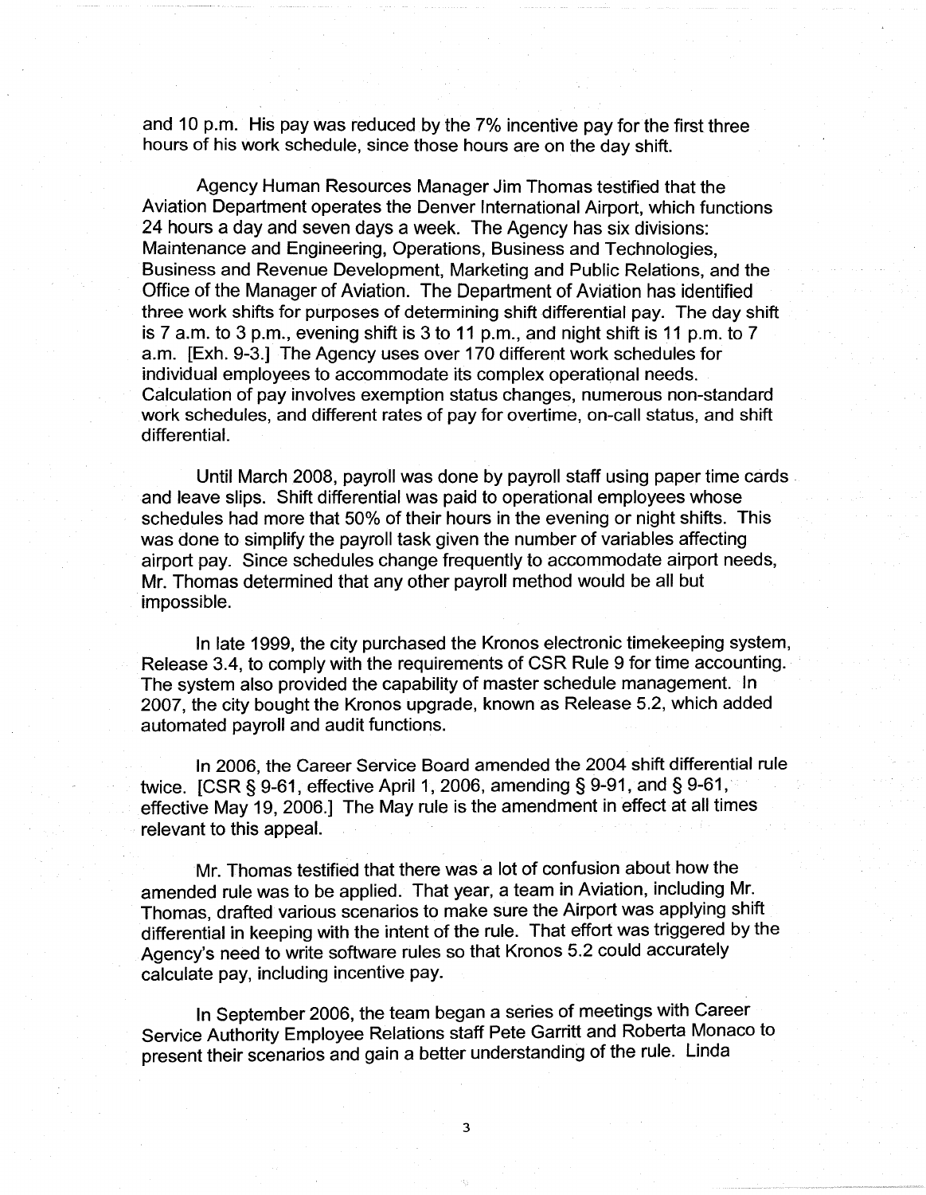and 10 p.m. His pay was reduced by the 7% incentive pay for the first three hours of his work schedule, since those hours are on the day shift.

Agency Human Resources Manager Jim Thomas testified that the Aviation Department operates the Denver International Airport, which functions 24 hours a day and seven days a week. The Agency has six divisions: Maintenance and Engineering, Operations, Business and Technologies, Business and Revenue Development, Marketing and Public Relations, and the Office of the Manager of Aviation. The Department of Aviation has identified three work shifts for purposes of determining shift differential pay. The day shift is 7 a.m. to 3 p.m., evening shift is 3 to 11 p.m., and night shift is 11 p.m. to 7 a.m. [Exh. 9-3.] The Agency uses over 170 different work schedules for individual employees to accommodate its complex operational needs. Calculation of pay involves exemption status changes, numerous non-standard work schedules, and different rates of pay for overtime, on-call status, and shift differential.

Until March 2008, payroll was done by payroll staff using paper time cards and leave slips. Shift differential was paid to operational employees whose schedules had more that 50% of their hours in the evening or night shifts. This was done to simplify the payroll task given the number of variables affecting airport pay. Since schedules change frequently to accommodate airport needs, Mr. Thomas determined that any other payroll method would be all but impossible.

In late 1999, the city purchased the Kronos electronic timekeeping system, Release 3.4, to comply with the requirements of CSR Rule 9 for time accounting. The system also provided the capability of master schedule management. In 2007, the city bought the Kronos upgrade, known as Release 5.2, which added automated payroll and audit functions.

In 2006, the Career Service Board amended the 2004 shift differential rule twice. [CSR § 9-61, effective April 1, 2006, amending § 9-91, and § 9-61, effective May 19, 2006.] The May rule is the amendment in effect at all times relevant to this appeal.

Mr. Thomas testified that there was a lot of confusion about how the amended rule was to be applied. That year, a team in Aviation, including Mr. Thomas, drafted various scenarios to make sure the Airport was applying shift differential in keeping with the intent of the rule. That effort was triggered by the Agency's need to write software rules so that Kronos 5.2 could accurately calculate pay, including incentive pay.

In September 2006, the team began a series of meetings with Career Service Authority Employee Relations staff Pete Garritt and Roberta Monaco to present their scenarios and gain a better understanding of the rule. Linda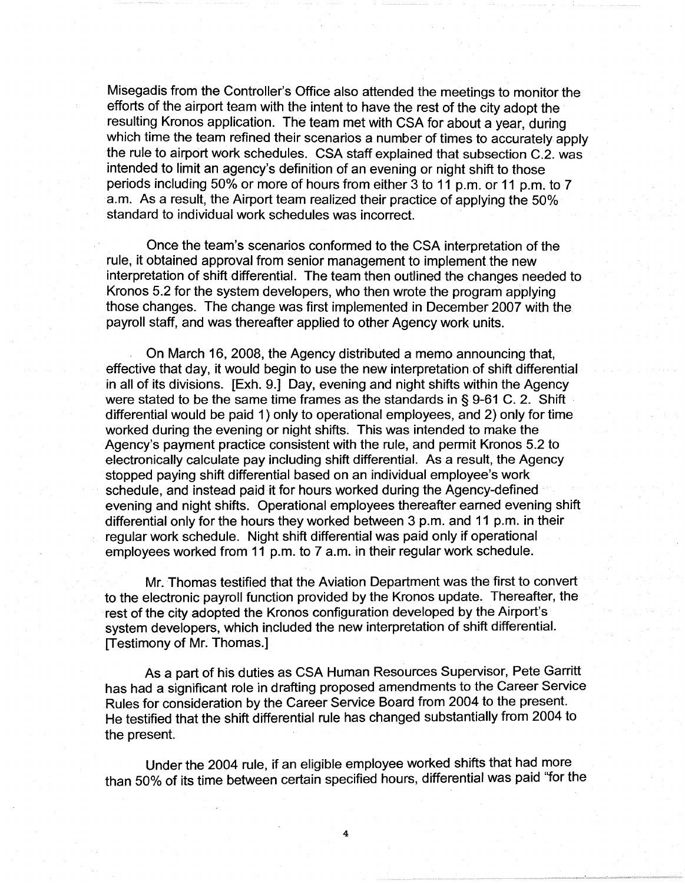Misegadis from the Controller's Office also attended the meetings to monitor the efforts of the airport team with the intent to have the rest of the city adopt the resulting Kronos application. The team met with CSA for about a year, during which time the team refined their scenarios a number of times to accurately apply the rule to airport work schedules. CSA staff explained that subsection C.2. was intended to limit an agency's definition of an evening or night shift to those periods including 50% or more of hours from either 3 to 11 p.m. or 11 p.m. to 7 a.m. As a result, the Airport team realized their practice of applying the 50% standard to individual work schedules was incorrect.

Once the team's scenarios conformed to the CSA interpretation of the rule, it obtained approval from senior management to implement the new interpretation of shift differential. The team then outlined the changes needed to Kronos 5.2 for the system developers, who then wrote the program applying those changes. The change was first implemented in December 2007 with the payroll staff, and was thereafter applied to other Agency work units.

On March 16, 2008, the Agency distributed a memo announcing that, effective that day, it would begin to use the new interpretation of shift differential in all of its divisions. [Exh. 9.] Day, evening and night shifts within the Agency were stated to be the same time frames as the standards in § 9-61 C. 2. Shift differential would be paid 1) only to operational employees, and 2) only for time worked during the evening or night shifts. This was intended to make the Agency's payment practice consistent with the rule, and permit Kronos 5.2 to electronically calculate pay including shift differential. As a result, the Agency stopped paying shift differential based on an individual employee's work schedule, and instead paid it for hours worked during the Agency-defined evening and night shifts. Operational employees thereafter earned evening shift differential only for the hours they worked between 3 p.m. and 11 p.m. in their regular work schedule. Night shift differential was paid only if operational employees worked from 11 p.m. to 7 a.m. in their regular work schedule.

Mr. Thomas testified that the Aviation Department was the first to convert to the electronic payroll function provided by the Kronos update. Thereafter, the rest of the city adopted the Kronos configuration developed by the Airport's system developers, which included the new interpretation of shift differential. [Testimony of Mr. Thomas.]

As a part of his duties as CSA Human Resources Supervisor, Pete Garritt has had a significant role in drafting proposed amendments to the Career Service Rules for consideration by the Career Service Board from 2004 to the present. He testified that the shift differential rule has changed substantially from 2004 to the present.

Under the 2004 rule, if an eligible employee worked shifts that had more than 50% of its time between certain specified hours, differential was paid "for the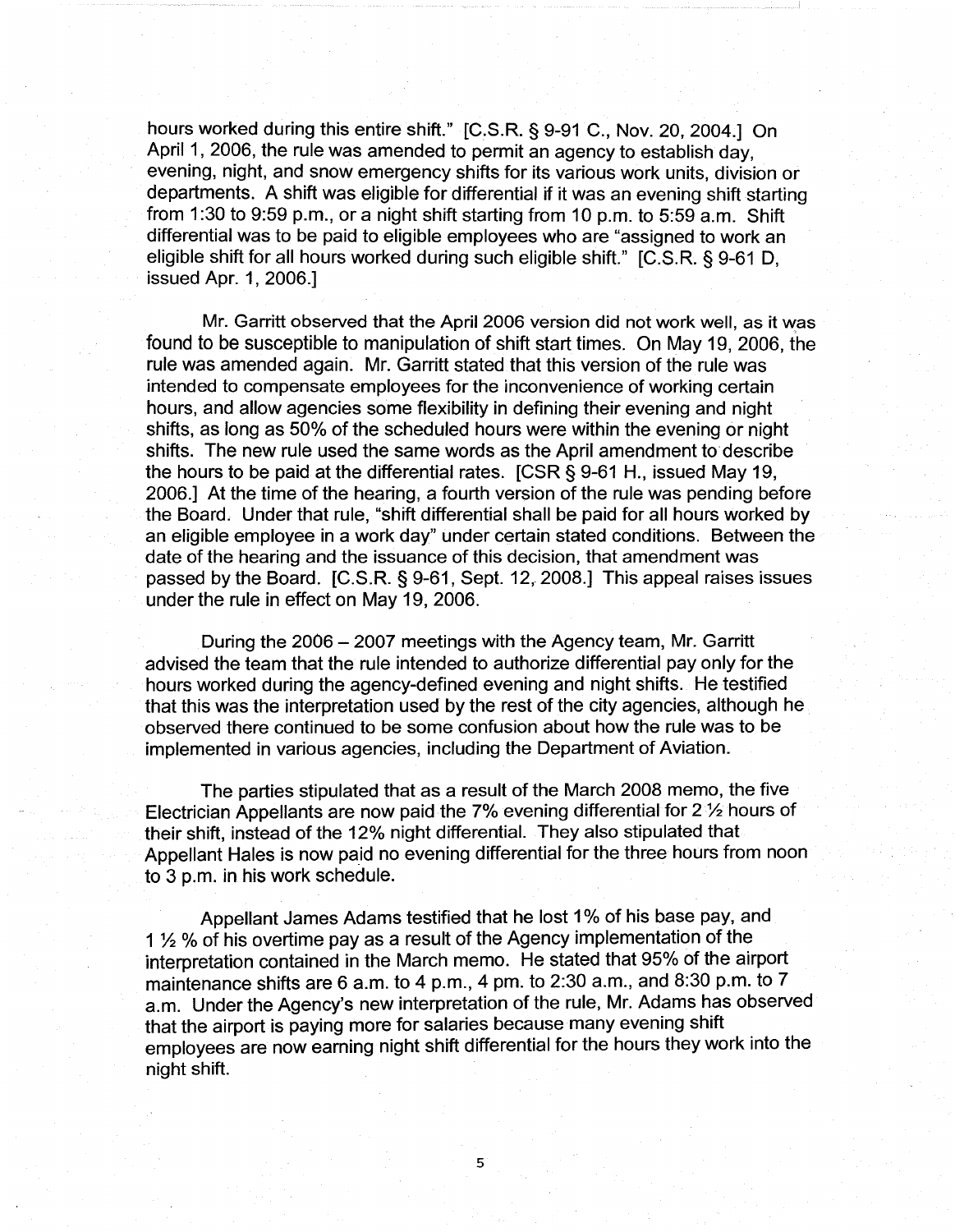hours worked during this entire shift." [C.S.R. § 9-91 C., Nov. 20, 2004.] On April 1, 2006, the rule was amended to permit an agency to establish day, evening, night, and snow emergency shifts for its various work units, division or departments. A shift was eligible for differential if it was an evening shift starting from 1:30 to 9:59 p.m., or a night shift starting from 10 p.m. to 5:59 a.m. Shift differential was to be paid to eligible employees who are "assigned to work an eligible shift for all hours worked during such eligible shift." [C.S.R. § 9-61 D, issued Apr. 1, 2006.]

Mr. Garritt observed that the April 2006 version did not work well, as it was found to be susceptible to manipulation of shift start times. On May 19, 2006, the rule was amended again. Mr. Garritt stated that this version of the rule was intended to compensate employees for the inconvenience of working certain hours, and allow agencies some flexibility in defining their evening and night shifts, as long as 50% of the scheduled hours were within the evening or night shifts. The new rule used the same words as the April amendment to describe the hours to be paid at the differential rates. [CSR § 9-61 H., issued May 19, 2006.] At the time of the hearing, a fourth version of the rule was pending before the Board. Under that rule, "shift differential shall be paid for all hours worked by an eligible employee in a work day" under certain stated conditions. Between the date of the hearing and the issuance of this decision, that amendment was passed by the Board. [C.S.R. § 9-61, Sept. 12, 2008.] This appeal raises issues under the rule in effect on May 19, 2006.

During the 2006 – 2007 meetings with the Agency team, Mr. Garritt advised the team that the rule intended to authorize differential pay only for the hours worked during the agency-defined evening and night shifts. He testified that this was the interpretation used by the rest of the city agencies, although he observed there continued to be some confusion about how the rule was to be implemented in various agencies, including the Department of Aviation.

The parties stipulated that as a result of the March 2008 memo, the five Electrician Appellants are now paid the 7% evening differential for 2 ½ hours of their shift, instead of the 12% night differential. They also stipulated that Appellant Hales is now paid no evening differential for the three hours from noon to 3 p.m. in his work schedule.

Appellant James Adams testified that he lost 1% of his base pay, and 1 ½ % of his overtime pay as a result of the Agency implementation of the interpretation contained in the March memo. He stated that 95% of the airport maintenance shifts are 6 a.m. to 4 p.m., 4 pm. to 2:30 a.m., and 8:30 p.m. to 7 a.m. Under the Agency's new interpretation of the rule, Mr. Adams has observed that the airport is paying more for salaries because many evening shift employees are now earning night shift differential for the hours they work into the night shift.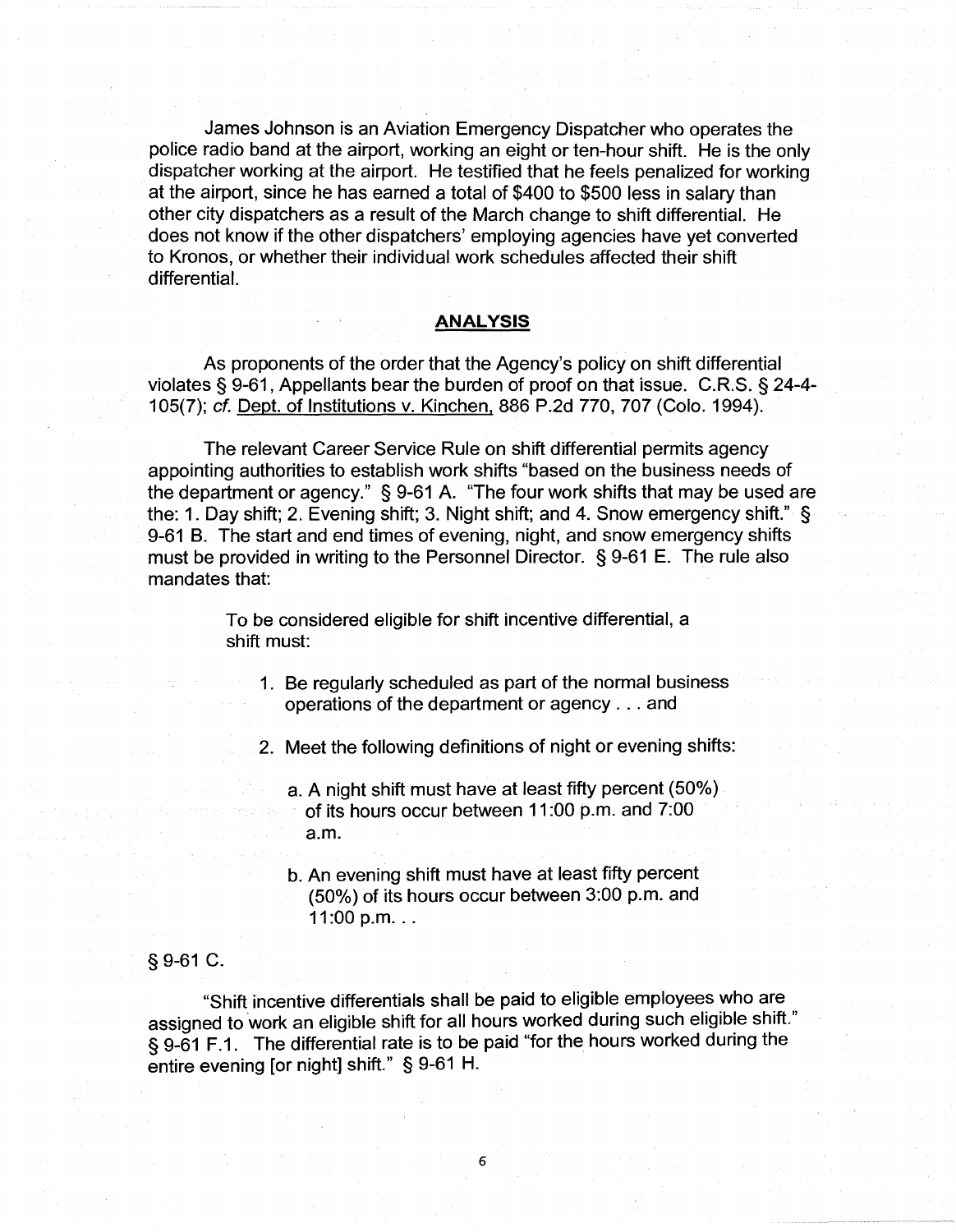James Johnson is an Aviation Emergency Dispatcher who operates the police radio band at the airport, working an eight or ten-hour shift. He is the only dispatcher working at the airport. He testified that he feels penalized for working at the airport, since he has earned a total of $400 to $500 less in salary than other city dispatchers as a result of the March change to shift differential. He does not know if the other dispatchers' employing agencies have yet converted to Kronos, or whether their individual work schedules affected their shift differential.

## ANALYSIS

As proponents of the order that the Agency's policy on shift differential violates § 9-61, Appellants bear the burden of proof on that issue. C.R.S. § 24-4-105(7); *cf.* Dept. of Institutions v. Kinchen, 886 P.2d 770, 707 (Colo. 1994).

The relevant Career Service Rule on shift differential permits agency appointing authorities to establish work shifts "based on the business needs of the department or agency." § 9-61 A. "The four work shifts that may be used are the: 1. Day shift; 2. Evening shift; 3. Night shift; and 4. Snow emergency shift." § 9-61 B. The start and end times of evening, night, and snow emergency shifts must be provided in writing to the Personnel Director. § 9-61 E. The rule also mandates that:

> To be considered eligible for shift incentive differential, a shift must:
>
> 1. Be regularly scheduled as part of the normal business operations of the department or agency . . . and
> 2. Meet the following definitions of night or evening shifts:
>    a. A night shift must have at least fifty percent (50%) of its hours occur between 11:00 p.m. and 7:00 a.m.
>    b. An evening shift must have at least fifty percent (50%) of its hours occur between 3:00 p.m. and 11:00 p.m. . .

§ 9-61 C.

"Shift incentive differentials shall be paid to eligible employees who are assigned to work an eligible shift for all hours worked during such eligible shift." § 9-61 F.1. The differential rate is to be paid "for the hours worked during the entire evening [or night] shift." § 9-61 H.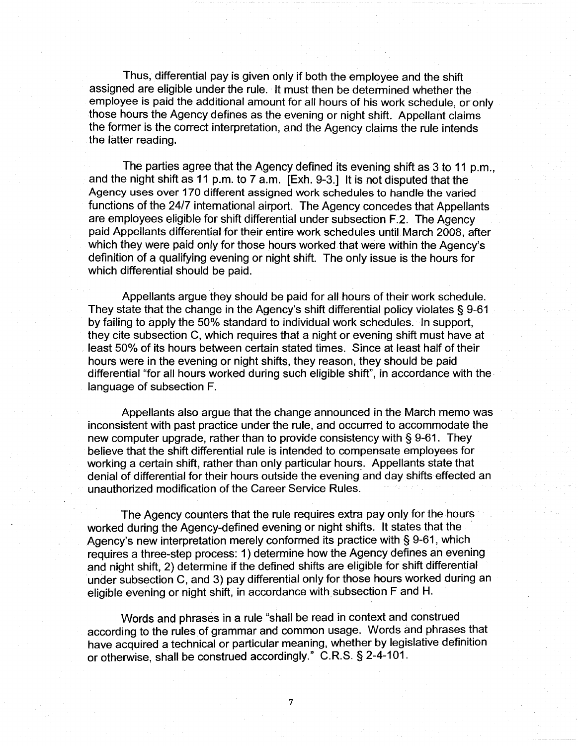Thus, differential pay is given only if both the employee and the shift assigned are eligible under the rule. It must then be determined whether the employee is paid the additional amount for all hours of his work schedule, or only those hours the Agency defines as the evening or night shift. Appellant claims the former is the correct interpretation, and the Agency claims the rule intends the latter reading.

The parties agree that the Agency defined its evening shift as 3 to 11 p.m., and the night shift as 11 p.m. to 7 a.m. [Exh. 9-3.] It is not disputed that the Agency uses over 170 different assigned work schedules to handle the varied functions of the 24/7 international airport. The Agency concedes that Appellants are employees eligible for shift differential under subsection F.2. The Agency paid Appellants differential for their entire work schedules until March 2008, after which they were paid only for those hours worked that were within the Agency's definition of a qualifying evening or night shift. The only issue is the hours for which differential should be paid.

Appellants argue they should be paid for all hours of their work schedule. They state that the change in the Agency's shift differential policy violates § 9-61 by failing to apply the 50% standard to individual work schedules. In support, they cite subsection C, which requires that a night or evening shift must have at least 50% of its hours between certain stated times. Since at least half of their hours were in the evening or night shifts, they reason, they should be paid differential "for all hours worked during such eligible shift", in accordance with the language of subsection F.

Appellants also argue that the change announced in the March memo was inconsistent with past practice under the rule, and occurred to accommodate the new computer upgrade, rather than to provide consistency with § 9-61. They believe that the shift differential rule is intended to compensate employees for working a certain shift, rather than only particular hours. Appellants state that denial of differential for their hours outside the evening and day shifts effected an unauthorized modification of the Career Service Rules.

The Agency counters that the rule requires extra pay only for the hours worked during the Agency-defined evening or night shifts. It states that the Agency's new interpretation merely conformed its practice with § 9-61, which requires a three-step process: 1) determine how the Agency defines an evening and night shift, 2) determine if the defined shifts are eligible for shift differential under subsection C, and 3) pay differential only for those hours worked during an eligible evening or night shift, in accordance with subsection F and H.

Words and phrases in a rule "shall be read in context and construed according to the rules of grammar and common usage. Words and phrases that have acquired a technical or particular meaning, whether by legislative definition or otherwise, shall be construed accordingly." C.R.S. § 2-4-101.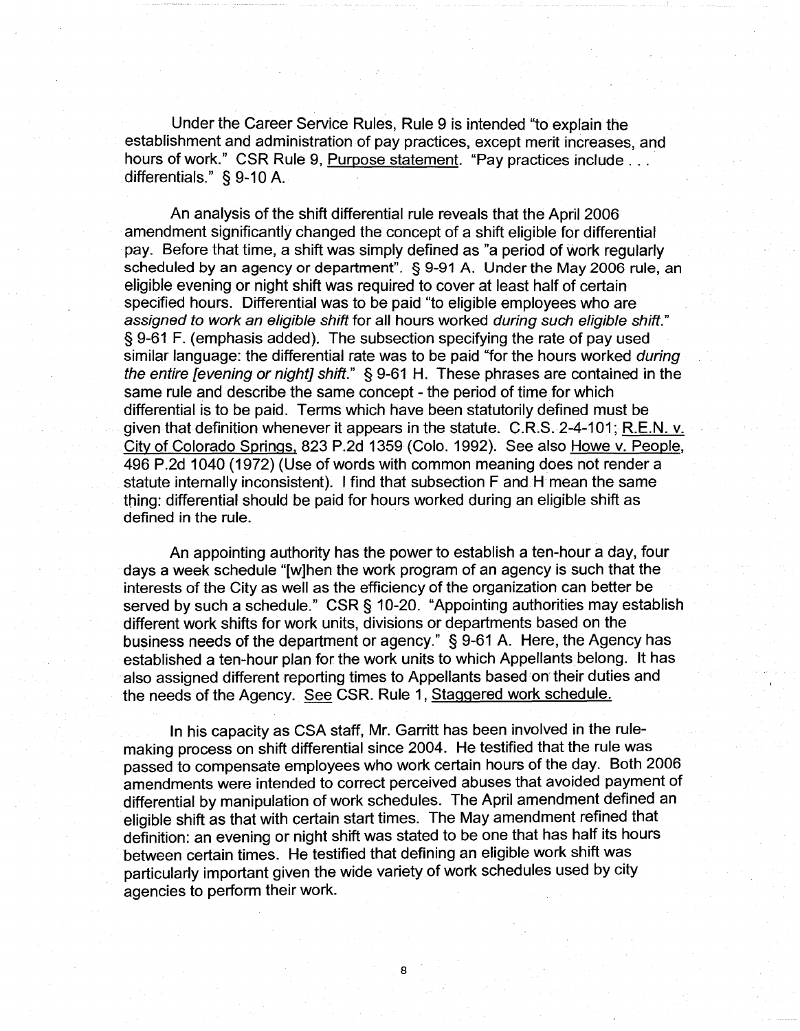Under the Career Service Rules, Rule 9 is intended "to explain the establishment and administration of pay practices, except merit increases, and hours of work." CSR Rule 9, Purpose statement. "Pay practices include . . . differentials." § 9-10 A.

An analysis of the shift differential rule reveals that the April 2006 amendment significantly changed the concept of a shift eligible for differential pay. Before that time, a shift was simply defined as "a period of work regularly scheduled by an agency or department". § 9-91 A. Under the May 2006 rule, an eligible evening or night shift was required to cover at least half of certain specified hours. Differential was to be paid "to eligible employees who are *assigned to work an eligible shift* for all hours worked *during such eligible shift.*" § 9-61 F. (emphasis added). The subsection specifying the rate of pay used similar language: the differential rate was to be paid "for the hours worked *during the entire [evening or night] shift.*" § 9-61 H. These phrases are contained in the same rule and describe the same concept - the period of time for which differential is to be paid. Terms which have been statutorily defined must be given that definition whenever it appears in the statute. C.R.S. 2-4-101; R.E.N. v. City of Colorado Springs, 823 P.2d 1359 (Colo. 1992). See also Howe v. People, 496 P.2d 1040 (1972) (Use of words with common meaning does not render a statute internally inconsistent). I find that subsection F and H mean the same thing: differential should be paid for hours worked during an eligible shift as defined in the rule.

An appointing authority has the power to establish a ten-hour a day, four days a week schedule "[w]hen the work program of an agency is such that the interests of the City as well as the efficiency of the organization can better be served by such a schedule." CSR § 10-20. "Appointing authorities may establish different work shifts for work units, divisions or departments based on the business needs of the department or agency." § 9-61 A. Here, the Agency has established a ten-hour plan for the work units to which Appellants belong. It has also assigned different reporting times to Appellants based on their duties and the needs of the Agency. See CSR. Rule 1, Staggered work schedule.

In his capacity as CSA staff, Mr. Garritt has been involved in the rule-making process on shift differential since 2004. He testified that the rule was passed to compensate employees who work certain hours of the day. Both 2006 amendments were intended to correct perceived abuses that avoided payment of differential by manipulation of work schedules. The April amendment defined an eligible shift as that with certain start times. The May amendment refined that definition: an evening or night shift was stated to be one that has half its hours between certain times. He testified that defining an eligible work shift was particularly important given the wide variety of work schedules used by city agencies to perform their work.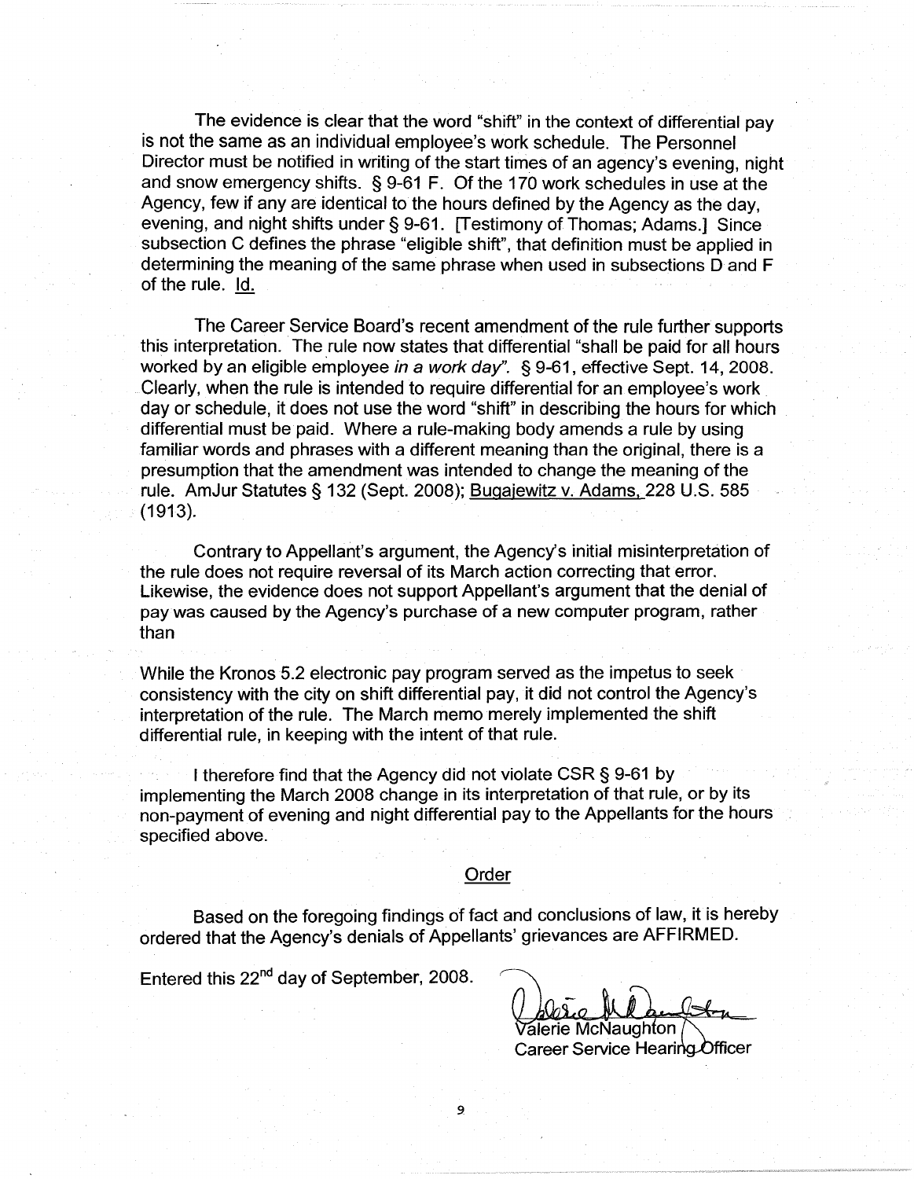The evidence is clear that the word "shift" in the context of differential pay is not the same as an individual employee's work schedule. The Personnel Director must be notified in writing of the start times of an agency's evening, night and snow emergency shifts. § 9-61 F. Of the 170 work schedules in use at the Agency, few if any are identical to the hours defined by the Agency as the day, evening, and night shifts under § 9-61. [Testimony of Thomas; Adams.] Since subsection C defines the phrase "eligible shift", that definition must be applied in determining the meaning of the same phrase when used in subsections D and F of the rule. Id.

The Career Service Board's recent amendment of the rule further supports this interpretation. The rule now states that differential "shall be paid for all hours worked by an eligible employee *in a work day*". § 9-61, effective Sept. 14, 2008. Clearly, when the rule is intended to require differential for an employee's work day or schedule, it does not use the word "shift" in describing the hours for which differential must be paid. Where a rule-making body amends a rule by using familiar words and phrases with a different meaning than the original, there is a presumption that the amendment was intended to change the meaning of the rule. AmJur Statutes § 132 (Sept. 2008); Bugajewitz v. Adams, 228 U.S. 585 (1913).

Contrary to Appellant's argument, the Agency's initial misinterpretation of the rule does not require reversal of its March action correcting that error. Likewise, the evidence does not support Appellant's argument that the denial of pay was caused by the Agency's purchase of a new computer program, rather than

While the Kronos 5.2 electronic pay program served as the impetus to seek consistency with the city on shift differential pay, it did not control the Agency's interpretation of the rule. The March memo merely implemented the shift differential rule, in keeping with the intent of that rule.

I therefore find that the Agency did not violate CSR § 9-61 by implementing the March 2008 change in its interpretation of that rule, or by its non-payment of evening and night differential pay to the Appellants for the hours specified above.

## Order

Based on the foregoing findings of fact and conclusions of law, it is hereby ordered that the Agency's denials of Appellants' grievances are AFFIRMED.

Entered this 22nd day of September, 2008.

Valerie McNaughton
Career Service Hearing Officer